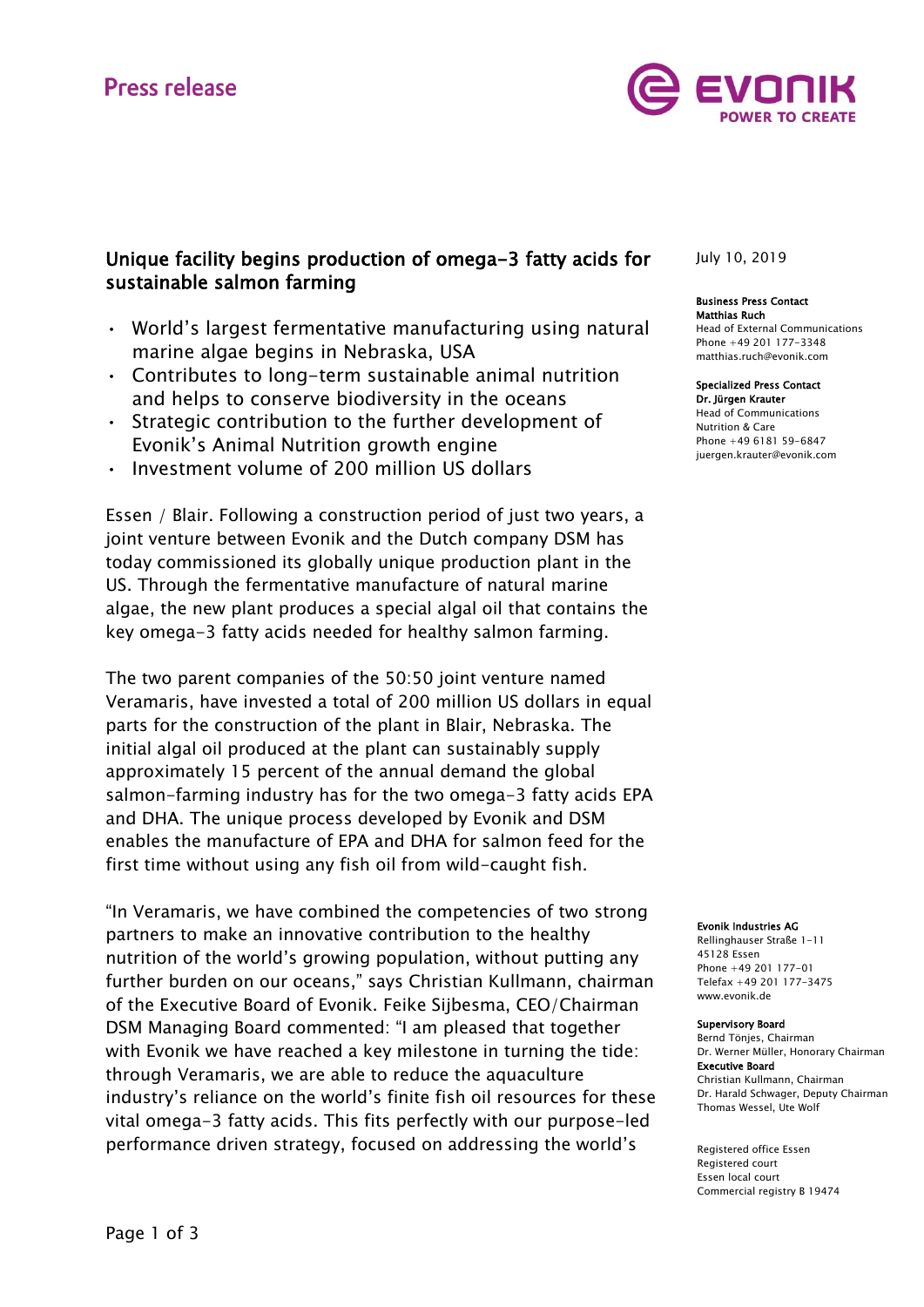Press release

# Unique facility begins production of omega-3 fatty acids for sustainable salmon farming

- World's largest fermentative manufacturing using natural marine algae begins in Nebraska, USA
- Contributes to long-term sustainable animal nutrition and helps to conserve biodiversity in the oceans
- Strategic contribution to the further development of Evonik's Animal Nutrition growth engine
- Investment volume of 200 million US dollars

Essen / Blair. Following a construction period of just two years, a joint venture between Evonik and the Dutch company DSM has today commissioned its globally unique production plant in the US. Through the fermentative manufacture of natural marine algae, the new plant produces a special algal oil that contains the key omega-3 fatty acids needed for healthy salmon farming.

The two parent companies of the 50:50 joint venture named Veramaris, have invested a total of 200 million US dollars in equal parts for the construction of the plant in Blair, Nebraska. The initial algal oil produced at the plant can sustainably supply approximately 15 percent of the annual demand the global salmon-farming industry has for the two omega-3 fatty acids EPA and DHA. The unique process developed by Evonik and DSM enables the manufacture of EPA and DHA for salmon feed for the first time without using any fish oil from wild-caught fish.

"In Veramaris, we have combined the competencies of two strong partners to make an innovative contribution to the healthy nutrition of the world's growing population, without putting any further burden on our oceans," says Christian Kullmann, chairman of the Executive Board of Evonik. Feike Sijbesma, CEO/Chairman DSM Managing Board commented: "I am pleased that together with Evonik we have reached a key milestone in turning the tide: through Veramaris, we are able to reduce the aquaculture industry's reliance on the world's finite fish oil resources for these vital omega-3 fatty acids. This fits perfectly with our purpose-led performance driven strategy, focused on addressing the world's

July 10, 2019

**Business Press Contact**
**Matthias Ruch**
Head of External Communications
Phone +49 201 177-3348
matthias.ruch@evonik.com

**Specialized Press Contact**
**Dr. Jürgen Krauter**
Head of Communications Nutrition & Care
Phone +49 6181 59-6847
juergen.krauter@evonik.com

**Evonik Industries AG**
Rellinghauser Straße 1-11
45128 Essen
Phone +49 201 177-01
Telefax +49 201 177-3475
www.evonik.de

**Supervisory Board**
Bernd Tönjes, Chairman
Dr. Werner Müller, Honorary Chairman
**Executive Board**
Christian Kullmann, Chairman
Dr. Harald Schwager, Deputy Chairman
Thomas Wessel, Ute Wolf

Registered office Essen
Registered court
Essen local court
Commercial registry B 19474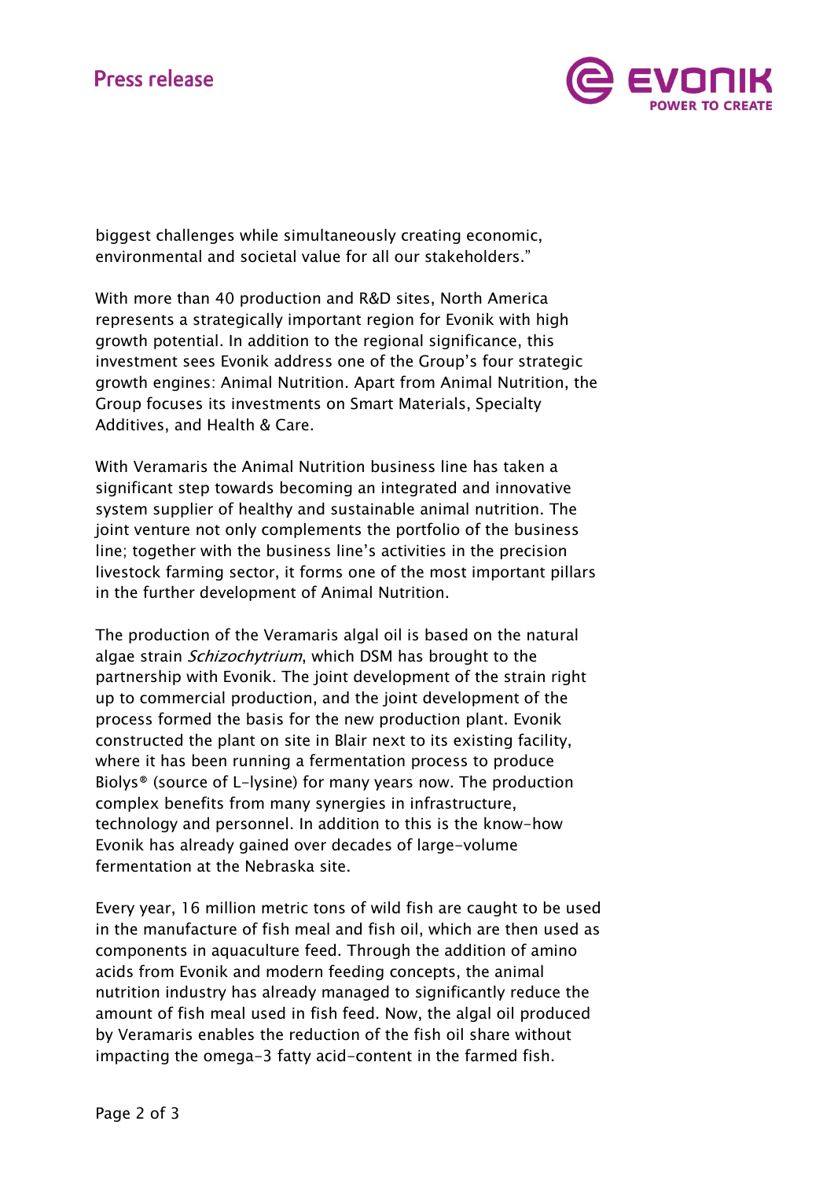biggest challenges while simultaneously creating economic, environmental and societal value for all our stakeholders."

With more than 40 production and R&D sites, North America represents a strategically important region for Evonik with high growth potential. In addition to the regional significance, this investment sees Evonik address one of the Group's four strategic growth engines: Animal Nutrition. Apart from Animal Nutrition, the Group focuses its investments on Smart Materials, Specialty Additives, and Health & Care.

With Veramaris the Animal Nutrition business line has taken a significant step towards becoming an integrated and innovative system supplier of healthy and sustainable animal nutrition. The joint venture not only complements the portfolio of the business line; together with the business line's activities in the precision livestock farming sector, it forms one of the most important pillars in the further development of Animal Nutrition.

The production of the Veramaris algal oil is based on the natural algae strain *Schizochytrium*, which DSM has brought to the partnership with Evonik. The joint development of the strain right up to commercial production, and the joint development of the process formed the basis for the new production plant. Evonik constructed the plant on site in Blair next to its existing facility, where it has been running a fermentation process to produce Biolys® (source of L-lysine) for many years now. The production complex benefits from many synergies in infrastructure, technology and personnel. In addition to this is the know-how Evonik has already gained over decades of large-volume fermentation at the Nebraska site.

Every year, 16 million metric tons of wild fish are caught to be used in the manufacture of fish meal and fish oil, which are then used as components in aquaculture feed. Through the addition of amino acids from Evonik and modern feeding concepts, the animal nutrition industry has already managed to significantly reduce the amount of fish meal used in fish feed. Now, the algal oil produced by Veramaris enables the reduction of the fish oil share without impacting the omega-3 fatty acid-content in the farmed fish.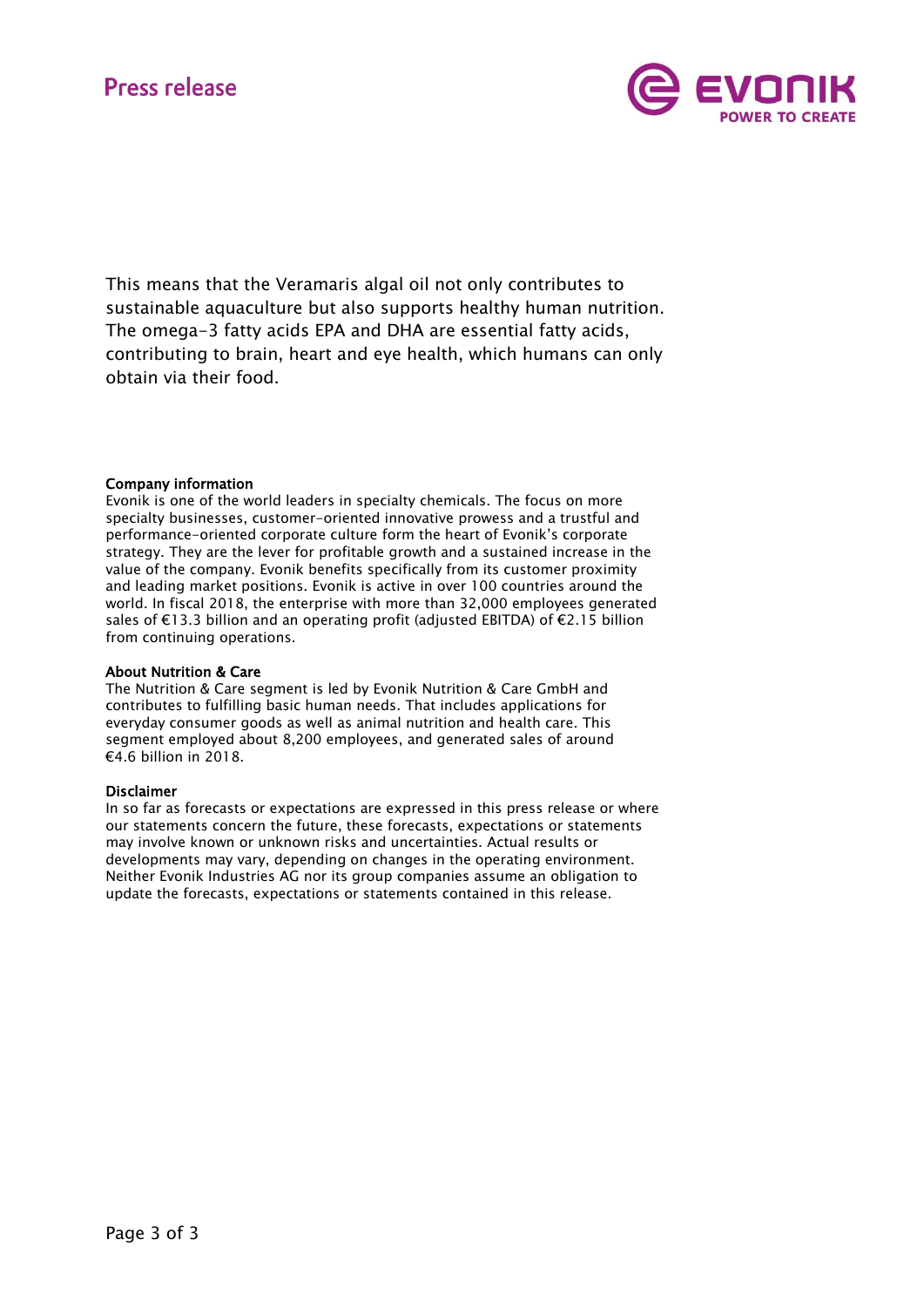This means that the Veramaris algal oil not only contributes to sustainable aquaculture but also supports healthy human nutrition. The omega-3 fatty acids EPA and DHA are essential fatty acids, contributing to brain, heart and eye health, which humans can only obtain via their food.

**Company information**

Evonik is one of the world leaders in specialty chemicals. The focus on more specialty businesses, customer-oriented innovative prowess and a trustful and performance-oriented corporate culture form the heart of Evonik's corporate strategy. They are the lever for profitable growth and a sustained increase in the value of the company. Evonik benefits specifically from its customer proximity and leading market positions. Evonik is active in over 100 countries around the world. In fiscal 2018, the enterprise with more than 32,000 employees generated sales of €13.3 billion and an operating profit (adjusted EBITDA) of €2.15 billion from continuing operations.

**About Nutrition & Care**

The Nutrition & Care segment is led by Evonik Nutrition & Care GmbH and contributes to fulfilling basic human needs. That includes applications for everyday consumer goods as well as animal nutrition and health care. This segment employed about 8,200 employees, and generated sales of around €4.6 billion in 2018.

**Disclaimer**

In so far as forecasts or expectations are expressed in this press release or where our statements concern the future, these forecasts, expectations or statements may involve known or unknown risks and uncertainties. Actual results or developments may vary, depending on changes in the operating environment. Neither Evonik Industries AG nor its group companies assume an obligation to update the forecasts, expectations or statements contained in this release.